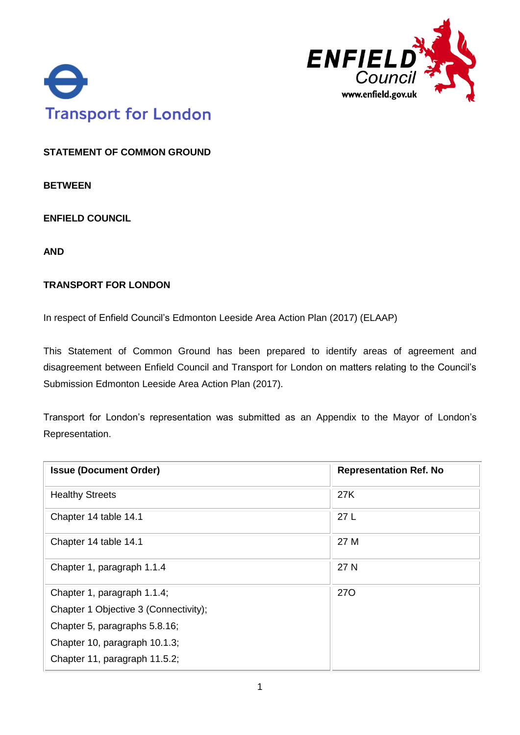Transport for London

ENFIELD Council
www.enfield.gov.uk

**STATEMENT OF COMMON GROUND**

**BETWEEN**

**ENFIELD COUNCIL**

**AND**

**TRANSPORT FOR LONDON**

In respect of Enfield Council's Edmonton Leeside Area Action Plan (2017) (ELAAP)

This Statement of Common Ground has been prepared to identify areas of agreement and disagreement between Enfield Council and Transport for London on matters relating to the Council's Submission Edmonton Leeside Area Action Plan (2017).

Transport for London's representation was submitted as an Appendix to the Mayor of London's Representation.

| Issue (Document Order) | Representation Ref. No |
|---|---|
| Healthy Streets | 27K |
| Chapter 14 table 14.1 | 27 L |
| Chapter 14 table 14.1 | 27 M |
| Chapter 1, paragraph 1.1.4 | 27 N |
| Chapter 1, paragraph 1.1.4;<br>Chapter 1 Objective 3 (Connectivity);<br>Chapter 5, paragraphs 5.8.16;<br>Chapter 10, paragraph 10.1.3;<br>Chapter 11, paragraph 11.5.2; | 27O |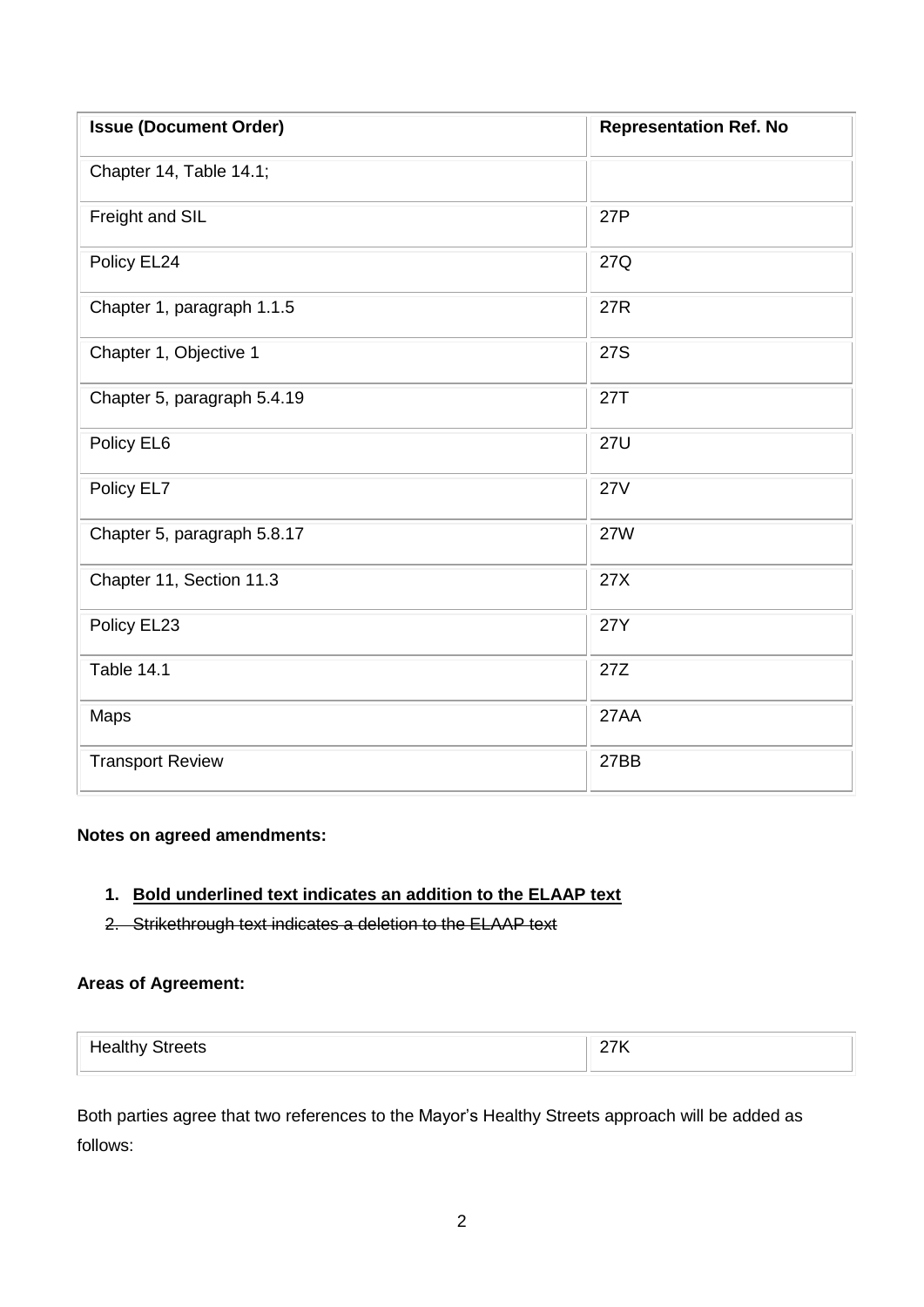| Issue (Document Order) | Representation Ref. No |
|---|---|
| Chapter 14, Table 14.1; | |
| Freight and SIL | 27P |
| Policy EL24 | 27Q |
| Chapter 1, paragraph 1.1.5 | 27R |
| Chapter 1, Objective 1 | 27S |
| Chapter 5, paragraph 5.4.19 | 27T |
| Policy EL6 | 27U |
| Policy EL7 | 27V |
| Chapter 5, paragraph 5.8.17 | 27W |
| Chapter 11, Section 11.3 | 27X |
| Policy EL23 | 27Y |
| Table 14.1 | 27Z |
| Maps | 27AA |
| Transport Review | 27BB |

**Notes on agreed amendments:**

1. **<u>Bold underlined text indicates an addition to the ELAAP text</u>**
2. ~~Strikethrough text indicates a deletion to the ELAAP text~~

**Areas of Agreement:**

| Healthy Streets | 27K |
|---|---|

Both parties agree that two references to the Mayor's Healthy Streets approach will be added as follows: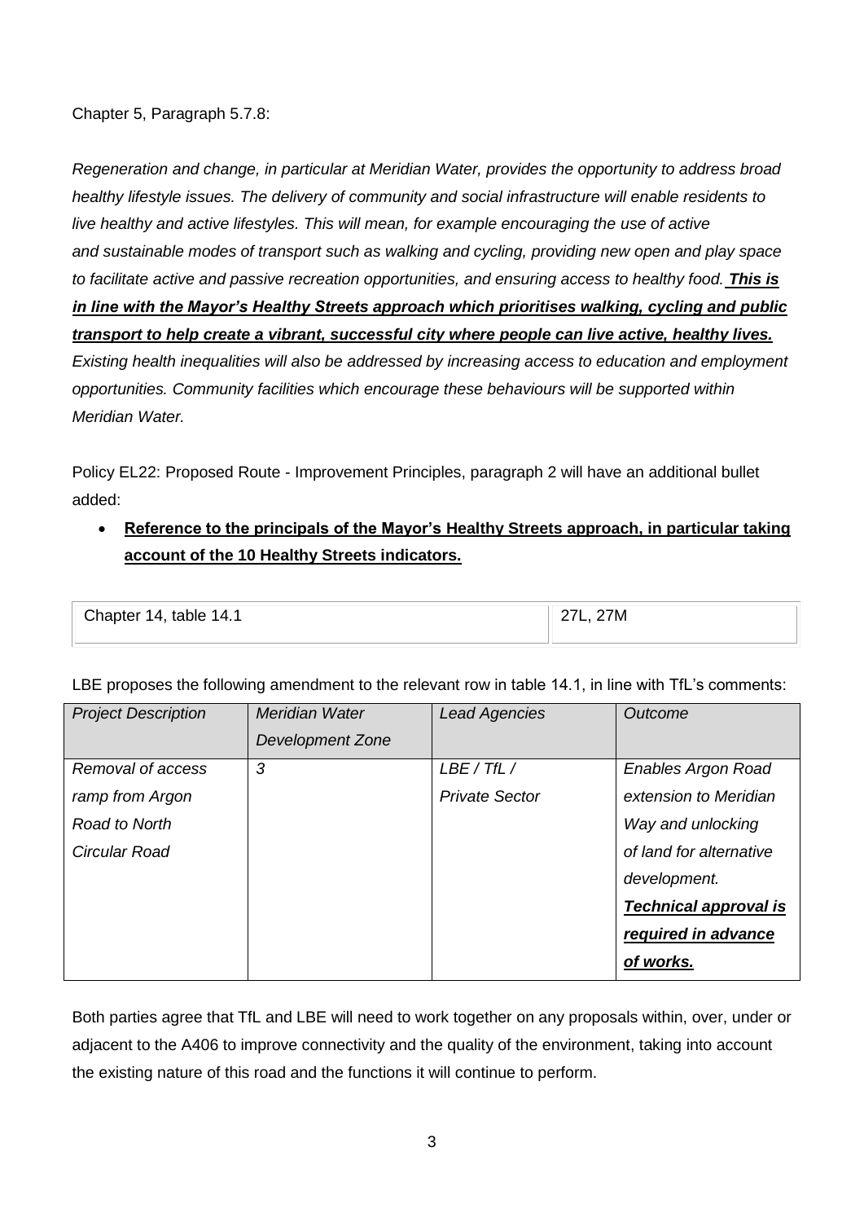Chapter 5, Paragraph 5.7.8:

*Regeneration and change, in particular at Meridian Water, provides the opportunity to address broad healthy lifestyle issues. The delivery of community and social infrastructure will enable residents to live healthy and active lifestyles. This will mean, for example encouraging the use of active and sustainable modes of transport such as walking and cycling, providing new open and play space to facilitate active and passive recreation opportunities, and ensuring access to healthy food.* ***<u>This is in line with the Mayor's Healthy Streets approach which prioritises walking, cycling and public transport to help create a vibrant, successful city where people can live active, healthy lives.</u>*** *Existing health inequalities will also be addressed by increasing access to education and employment opportunities. Community facilities which encourage these behaviours will be supported within Meridian Water.*

Policy EL22: Proposed Route - Improvement Principles, paragraph 2 will have an additional bullet added:

- **<u>Reference to the principals of the Mayor's Healthy Streets approach, in particular taking account of the 10 Healthy Streets indicators.</u>**

| Chapter 14, table 14.1 | 27L, 27M |
|---|---|

LBE proposes the following amendment to the relevant row in table 14.1, in line with TfL's comments:

| *Project Description* | *Meridian Water Development Zone* | *Lead Agencies* | *Outcome* |
|---|---|---|---|
| *Removal of access ramp from Argon Road to North Circular Road* | *3* | *LBE / TfL / Private Sector* | *Enables Argon Road extension to Meridian Way and unlocking of land for alternative development.* ***<u>Technical approval is required in advance of works.</u>*** |

Both parties agree that TfL and LBE will need to work together on any proposals within, over, under or adjacent to the A406 to improve connectivity and the quality of the environment, taking into account the existing nature of this road and the functions it will continue to perform.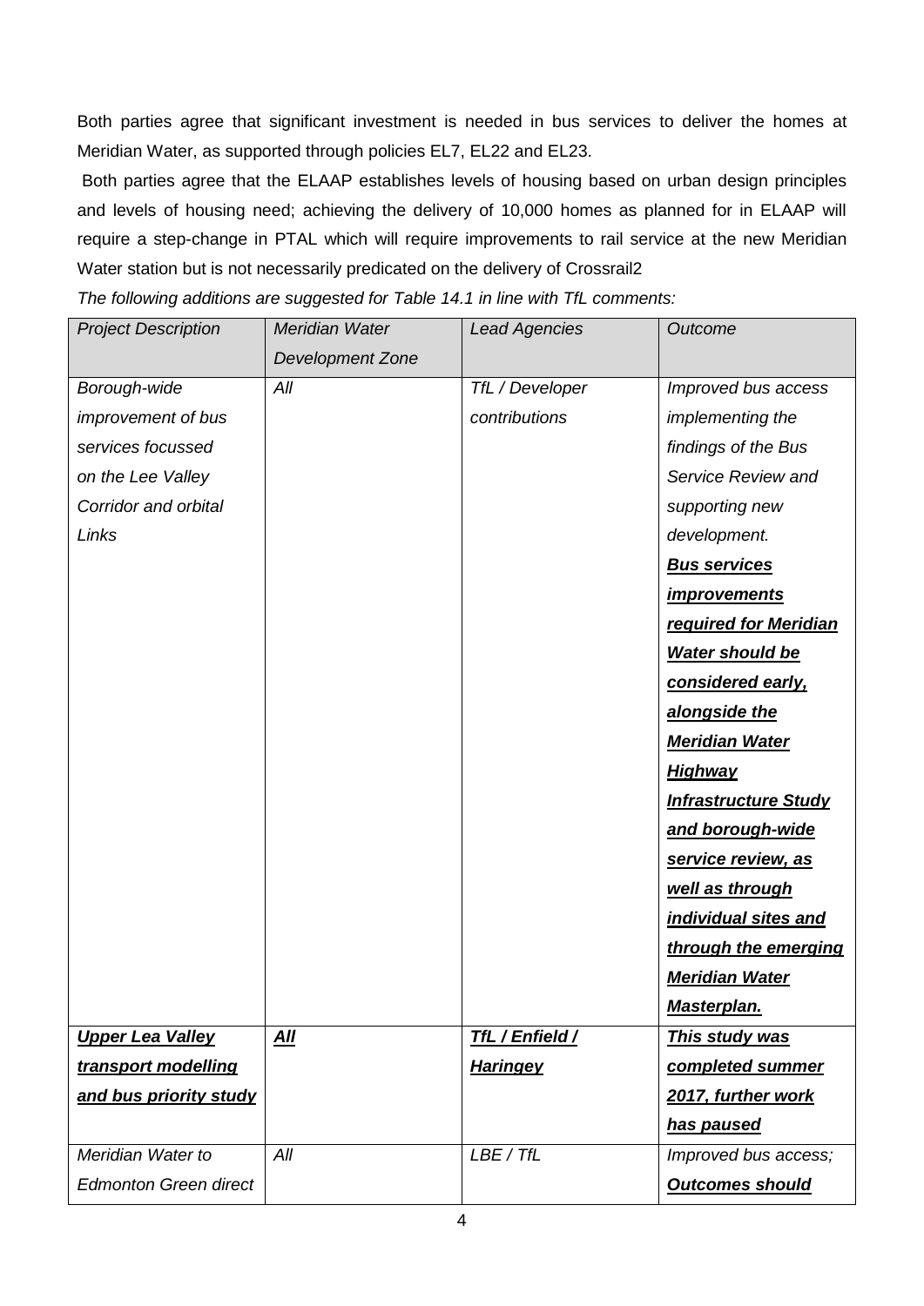Both parties agree that significant investment is needed in bus services to deliver the homes at Meridian Water, as supported through policies EL7, EL22 and EL23.

Both parties agree that the ELAAP establishes levels of housing based on urban design principles and levels of housing need; achieving the delivery of 10,000 homes as planned for in ELAAP will require a step-change in PTAL which will require improvements to rail service at the new Meridian Water station but is not necessarily predicated on the delivery of Crossrail2

*The following additions are suggested for Table 14.1 in line with TfL comments:*

| *Project Description* | *Meridian Water Development Zone* | *Lead Agencies* | *Outcome* |
|---|---|---|---|
| *Borough-wide improvement of bus services focussed on the Lee Valley Corridor and orbital Links* | *All* | *TfL / Developer contributions* | *Improved bus access implementing the findings of the Bus Service Review and supporting new development.* ***Bus services improvements required for Meridian Water should be considered early, alongside the Meridian Water Highway Infrastructure Study and borough-wide service review, as well as through individual sites and through the emerging Meridian Water Masterplan.*** |
| ***Upper Lea Valley transport modelling and bus priority study*** | ***All*** | ***TfL / Enfield / Haringey*** | ***This study was completed summer 2017, further work has paused*** |
| *Meridian Water to Edmonton Green direct* | *All* | *LBE / TfL* | *Improved bus access;* ***Outcomes should*** |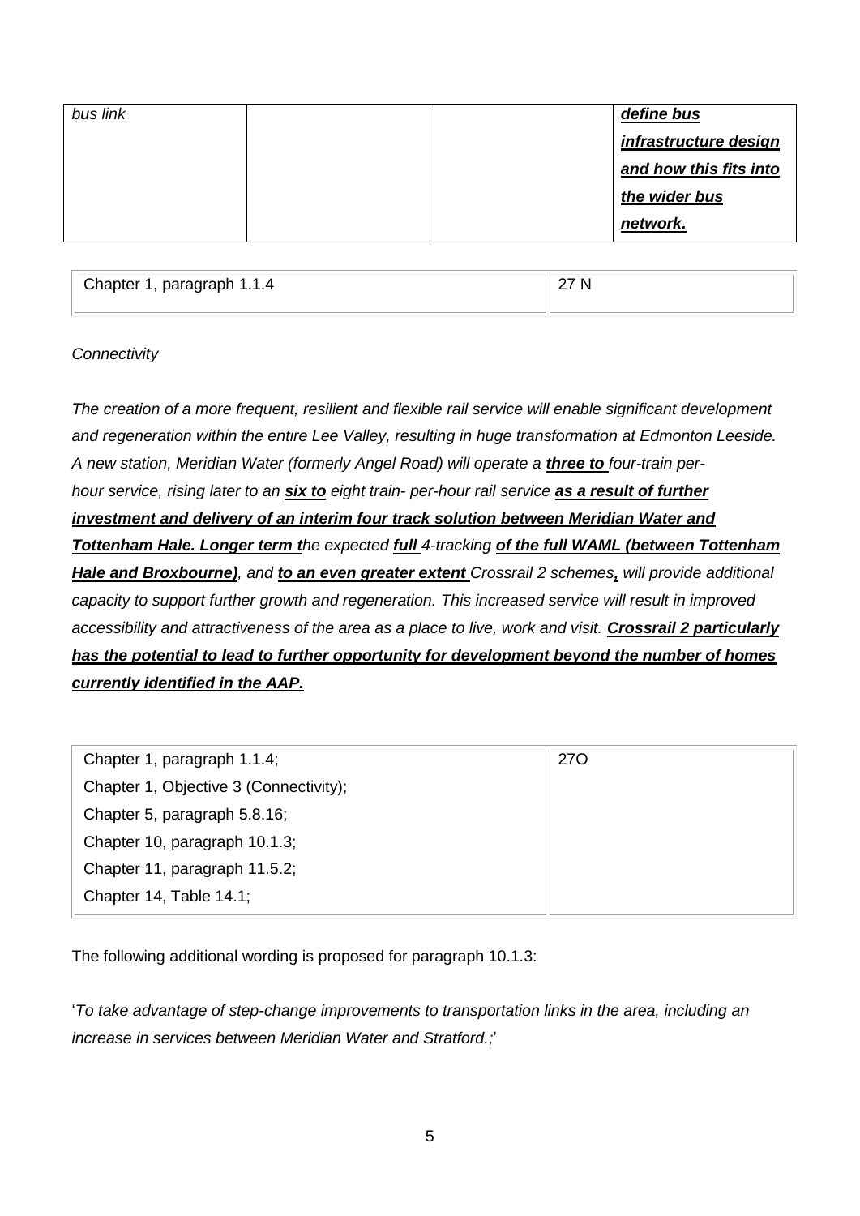| bus link | | | ***define bus infrastructure design and how this fits into the wider bus network.*** |
|---|---|---|---|

| Chapter 1, paragraph 1.1.4 | 27 N |
|---|---|

*Connectivity*

*The creation of a more frequent, resilient and flexible rail service will enable significant development and regeneration within the entire Lee Valley, resulting in huge transformation at Edmonton Leeside. A new station, Meridian Water (formerly Angel Road) will operate a **three to** four-train per-hour service, rising later to an **six to** eight train- per-hour rail service **as a result of further investment and delivery of an interim four track solution between Meridian Water and Tottenham Hale. Longer term t**he expected **full** 4-tracking **of the full WAML (between Tottenham Hale and Broxbourne)**, and **to an even greater extent** Crossrail 2 schemes**,** will provide additional capacity to support further growth and regeneration. This increased service will result in improved accessibility and attractiveness of the area as a place to live, work and visit. **Crossrail 2 particularly has the potential to lead to further opportunity for development beyond the number of homes currently identified in the AAP.***

| Chapter 1, paragraph 1.1.4;<br>Chapter 1, Objective 3 (Connectivity);<br>Chapter 5, paragraph 5.8.16;<br>Chapter 10, paragraph 10.1.3;<br>Chapter 11, paragraph 11.5.2;<br>Chapter 14, Table 14.1; | 27O |
|---|---|

The following additional wording is proposed for paragraph 10.1.3:

'*To take advantage of step-change improvements to transportation links in the area, including an increase in services between Meridian Water and Stratford.;*'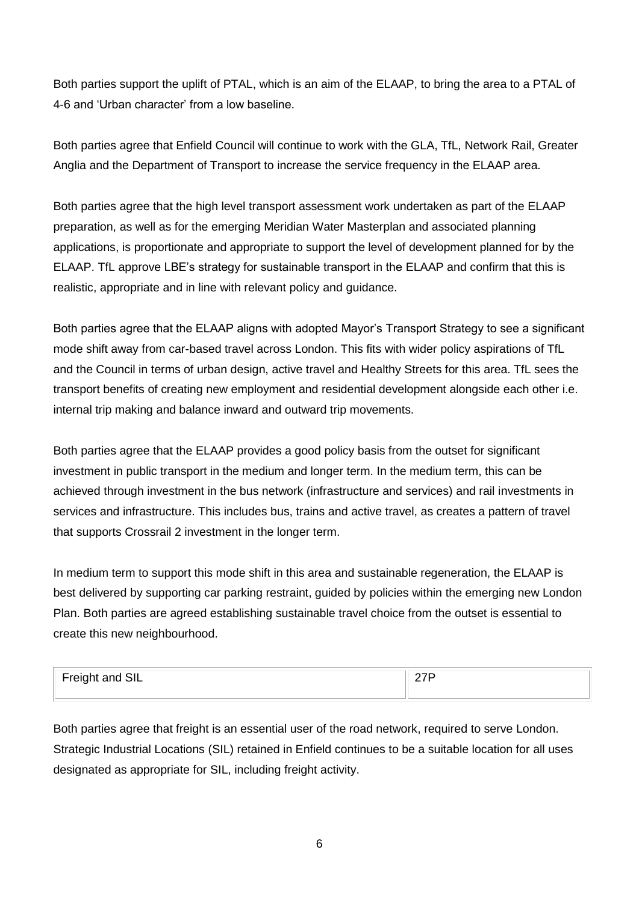Both parties support the uplift of PTAL, which is an aim of the ELAAP, to bring the area to a PTAL of 4-6 and 'Urban character' from a low baseline.

Both parties agree that Enfield Council will continue to work with the GLA, TfL, Network Rail, Greater Anglia and the Department of Transport to increase the service frequency in the ELAAP area.

Both parties agree that the high level transport assessment work undertaken as part of the ELAAP preparation, as well as for the emerging Meridian Water Masterplan and associated planning applications, is proportionate and appropriate to support the level of development planned for by the ELAAP. TfL approve LBE's strategy for sustainable transport in the ELAAP and confirm that this is realistic, appropriate and in line with relevant policy and guidance.

Both parties agree that the ELAAP aligns with adopted Mayor's Transport Strategy to see a significant mode shift away from car-based travel across London. This fits with wider policy aspirations of TfL and the Council in terms of urban design, active travel and Healthy Streets for this area. TfL sees the transport benefits of creating new employment and residential development alongside each other i.e. internal trip making and balance inward and outward trip movements.

Both parties agree that the ELAAP provides a good policy basis from the outset for significant investment in public transport in the medium and longer term. In the medium term, this can be achieved through investment in the bus network (infrastructure and services) and rail investments in services and infrastructure. This includes bus, trains and active travel, as creates a pattern of travel that supports Crossrail 2 investment in the longer term.

In medium term to support this mode shift in this area and sustainable regeneration, the ELAAP is best delivered by supporting car parking restraint, guided by policies within the emerging new London Plan. Both parties are agreed establishing sustainable travel choice from the outset is essential to create this new neighbourhood.

| Freight and SIL | 27P |
|---|---|

Both parties agree that freight is an essential user of the road network, required to serve London. Strategic Industrial Locations (SIL) retained in Enfield continues to be a suitable location for all uses designated as appropriate for SIL, including freight activity.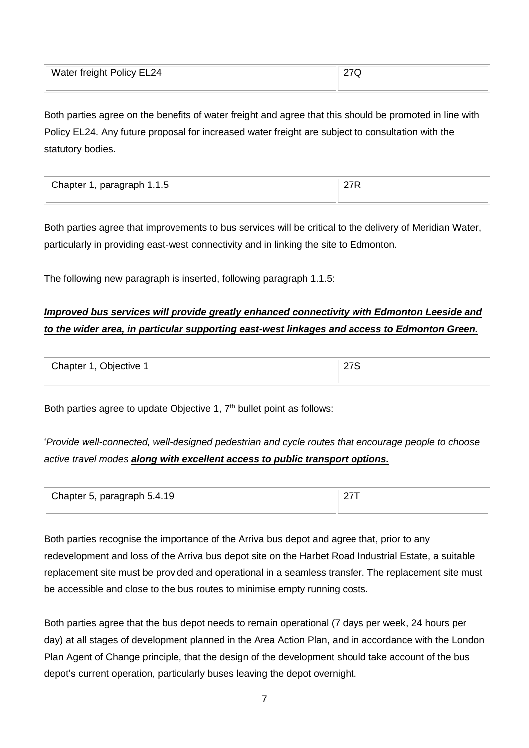| Water freight Policy EL24 | 27Q |
|---|---|

Both parties agree on the benefits of water freight and agree that this should be promoted in line with Policy EL24. Any future proposal for increased water freight are subject to consultation with the statutory bodies.

| Chapter 1, paragraph 1.1.5 | 27R |
|---|---|

Both parties agree that improvements to bus services will be critical to the delivery of Meridian Water, particularly in providing east-west connectivity and in linking the site to Edmonton.

The following new paragraph is inserted, following paragraph 1.1.5:

***<u>Improved bus services will provide greatly enhanced connectivity with Edmonton Leeside and to the wider area, in particular supporting east-west linkages and access to Edmonton Green.</u>***

| Chapter 1, Objective 1 | 27S |
|---|---|

Both parties agree to update Objective 1, 7th bullet point as follows:

'*Provide well-connected, well-designed pedestrian and cycle routes that encourage people to choose active travel modes* ***<u>along with excellent access to public transport options.</u>***

| Chapter 5, paragraph 5.4.19 | 27T |
|---|---|

Both parties recognise the importance of the Arriva bus depot and agree that, prior to any redevelopment and loss of the Arriva bus depot site on the Harbet Road Industrial Estate, a suitable replacement site must be provided and operational in a seamless transfer. The replacement site must be accessible and close to the bus routes to minimise empty running costs.

Both parties agree that the bus depot needs to remain operational (7 days per week, 24 hours per day) at all stages of development planned in the Area Action Plan, and in accordance with the London Plan Agent of Change principle, that the design of the development should take account of the bus depot's current operation, particularly buses leaving the depot overnight.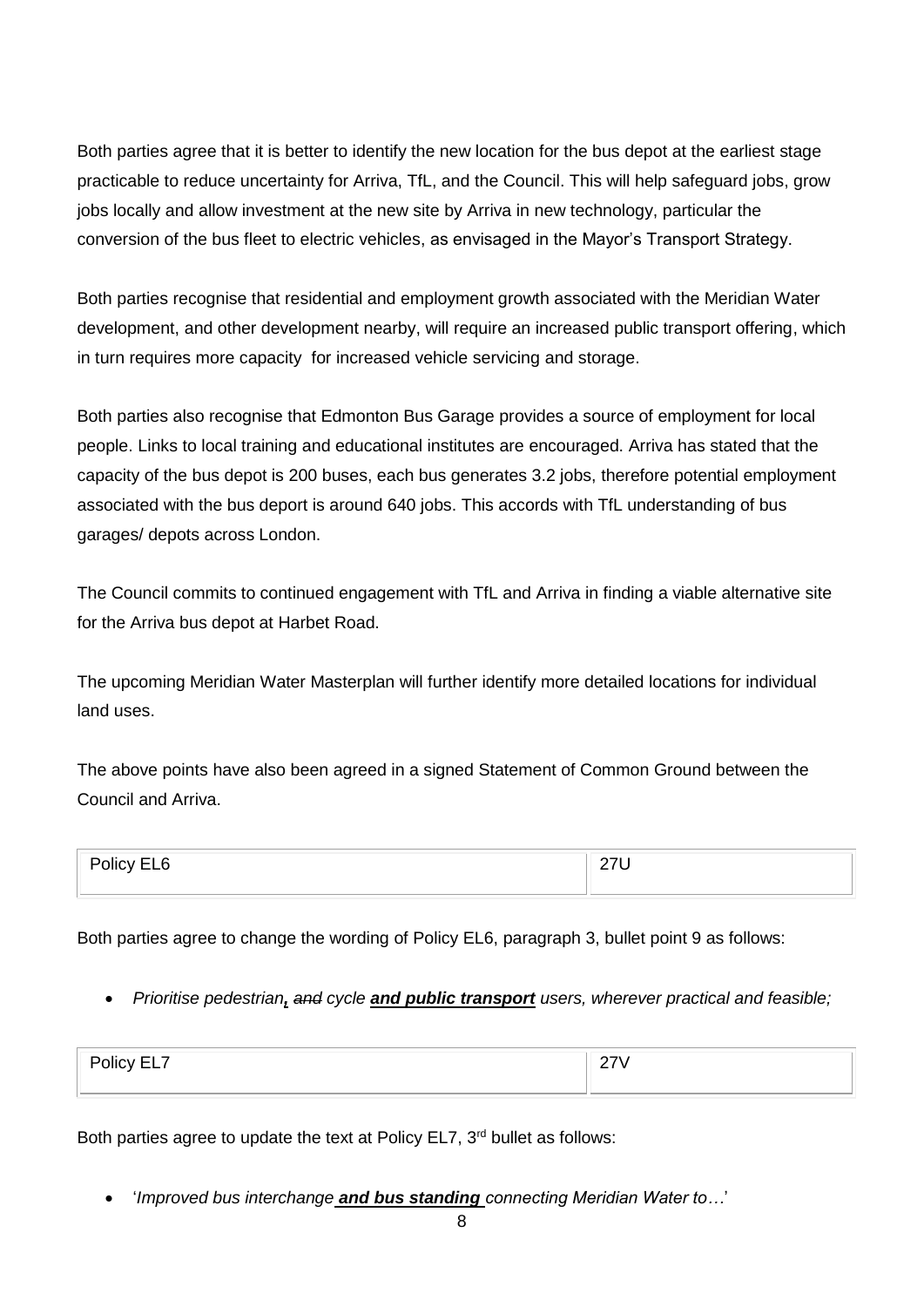Both parties agree that it is better to identify the new location for the bus depot at the earliest stage practicable to reduce uncertainty for Arriva, TfL, and the Council. This will help safeguard jobs, grow jobs locally and allow investment at the new site by Arriva in new technology, particular the conversion of the bus fleet to electric vehicles, as envisaged in the Mayor's Transport Strategy.

Both parties recognise that residential and employment growth associated with the Meridian Water development, and other development nearby, will require an increased public transport offering, which in turn requires more capacity for increased vehicle servicing and storage.

Both parties also recognise that Edmonton Bus Garage provides a source of employment for local people. Links to local training and educational institutes are encouraged. Arriva has stated that the capacity of the bus depot is 200 buses, each bus generates 3.2 jobs, therefore potential employment associated with the bus deport is around 640 jobs. This accords with TfL understanding of bus garages/ depots across London.

The Council commits to continued engagement with TfL and Arriva in finding a viable alternative site for the Arriva bus depot at Harbet Road.

The upcoming Meridian Water Masterplan will further identify more detailed locations for individual land uses.

The above points have also been agreed in a signed Statement of Common Ground between the Council and Arriva.

| Policy EL6 | 27U |
|---|---|

Both parties agree to change the wording of Policy EL6, paragraph 3, bullet point 9 as follows:

- *Prioritise pedestrian**,** ~~and~~ cycle **and public transport** users, wherever practical and feasible;*

| Policy EL7 | 27V |
|---|---|

Both parties agree to update the text at Policy EL7, 3rd bullet as follows:

- '*Improved bus interchange **and bus standing** connecting Meridian Water to…*'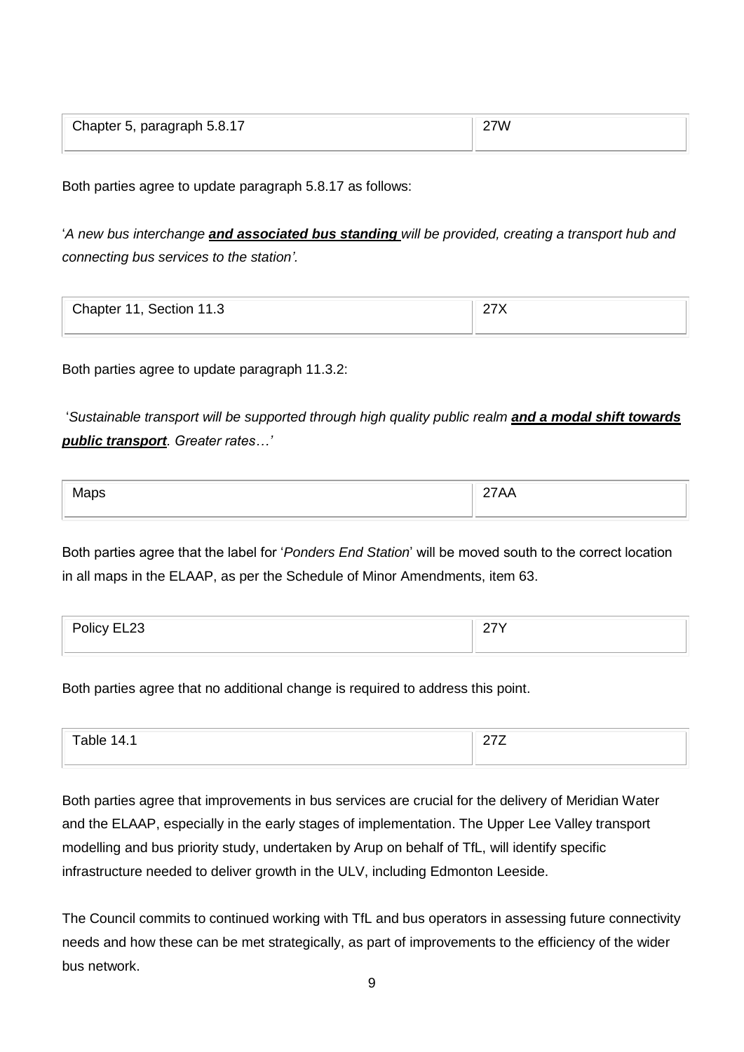| Chapter 5, paragraph 5.8.17 | 27W |
|---|---|

Both parties agree to update paragraph 5.8.17 as follows:

'*A new bus interchange **and associated bus standing** will be provided, creating a transport hub and connecting bus services to the station'.*

| Chapter 11, Section 11.3 | 27X |
|---|---|

Both parties agree to update paragraph 11.3.2:

'*Sustainable transport will be supported through high quality public realm **and a modal shift towards public transport**. Greater rates…'*

| Maps | 27AA |
|---|---|

Both parties agree that the label for '*Ponders End Station*' will be moved south to the correct location in all maps in the ELAAP, as per the Schedule of Minor Amendments, item 63.

| Policy EL23 | 27Y |
|---|---|

Both parties agree that no additional change is required to address this point.

| Table 14.1 | 27Z |
|---|---|

Both parties agree that improvements in bus services are crucial for the delivery of Meridian Water and the ELAAP, especially in the early stages of implementation. The Upper Lee Valley transport modelling and bus priority study, undertaken by Arup on behalf of TfL, will identify specific infrastructure needed to deliver growth in the ULV, including Edmonton Leeside.

The Council commits to continued working with TfL and bus operators in assessing future connectivity needs and how these can be met strategically, as part of improvements to the efficiency of the wider bus network.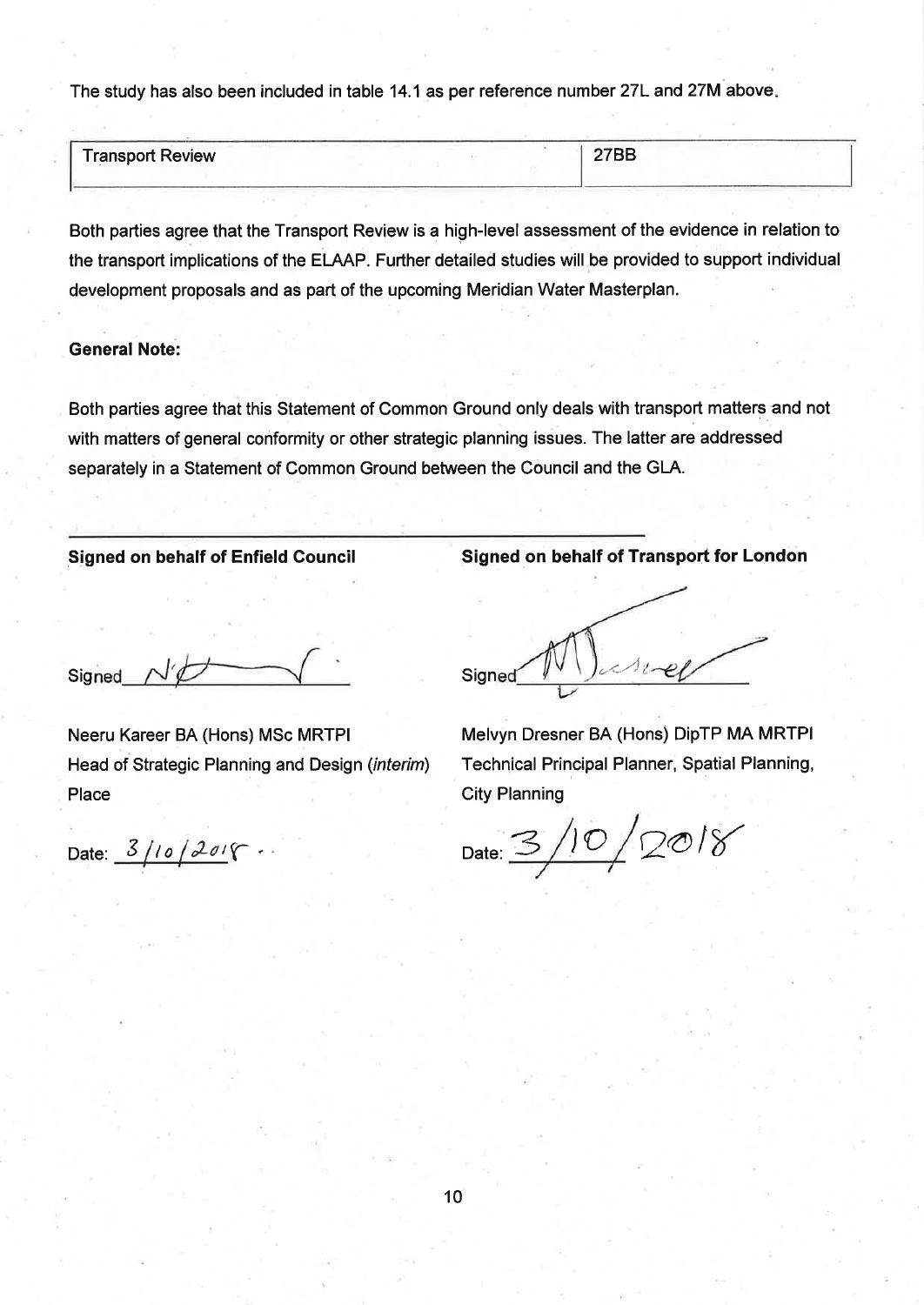The study has also been included in table 14.1 as per reference number 27L and 27M above.

| | |
|---|---|
| Transport Review | 27BB |

Both parties agree that the Transport Review is a high-level assessment of the evidence in relation to the transport implications of the ELAAP. Further detailed studies will be provided to support individual development proposals and as part of the upcoming Meridian Water Masterplan.

**General Note:**

Both parties agree that this Statement of Common Ground only deals with transport matters and not with matters of general conformity or other strategic planning issues. The latter are addressed separately in a Statement of Common Ground between the Council and the GLA.

---

**Signed on behalf of Enfield Council**

Signed _______________

Neeru Kareer BA (Hons) MSc MRTPI
Head of Strategic Planning and Design (*interim*)
Place

Date: 3/10/2018

**Signed on behalf of Transport for London**

Signed _______________

Melvyn Dresner BA (Hons) DipTP MA MRTPI
Technical Principal Planner, Spatial Planning,
City Planning

Date: 3/10/2018